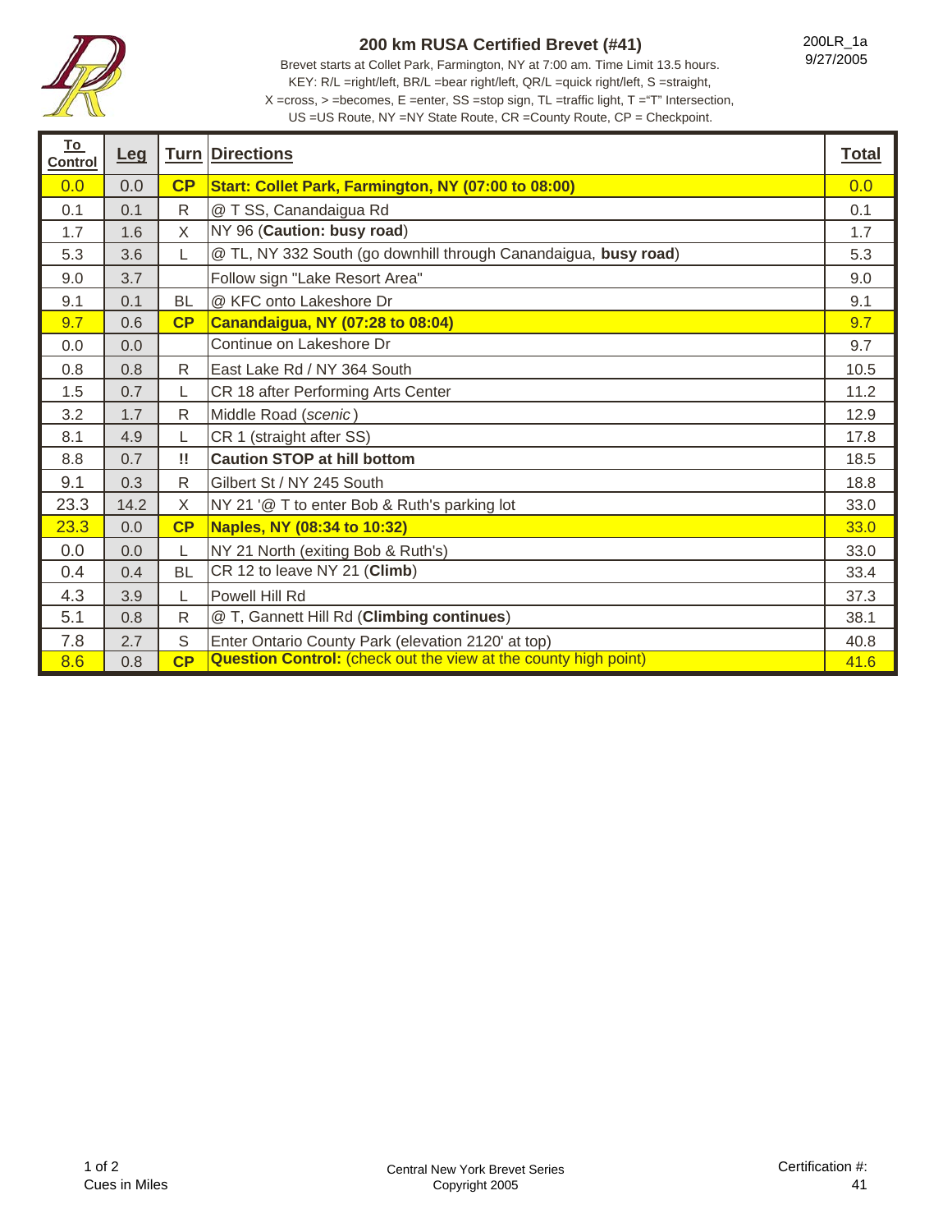# 200 km RUSA Certified Brevet (#41)

200LR_1a
9/27/2005

Brevet starts at Collet Park, Farmington, NY at 7:00 am. Time Limit 13.5 hours.
KEY: R/L =right/left, BR/L =bear right/left, QR/L =quick right/left, S =straight,
X =cross, > =becomes, E =enter, SS =stop sign, TL =traffic light, T ="T" Intersection,
US =US Route, NY =NY State Route, CR =County Route, CP = Checkpoint.

| To Control | Leg | Turn | Directions | Total |
|---|---|---|---|---|
| 0.0 | 0.0 | **CP** | **Start: Collet Park, Farmington, NY (07:00 to 08:00)** | 0.0 |
| 0.1 | 0.1 | R | @ T SS, Canandaigua Rd | 0.1 |
| 1.7 | 1.6 | X | NY 96 (**Caution: busy road**) | 1.7 |
| 5.3 | 3.6 | L | @ TL, NY 332 South (go downhill through Canandaigua, **busy road**) | 5.3 |
| 9.0 | 3.7 | | Follow sign "Lake Resort Area" | 9.0 |
| 9.1 | 0.1 | BL | @ KFC onto Lakeshore Dr | 9.1 |
| 9.7 | 0.6 | **CP** | **Canandaigua, NY (07:28 to 08:04)** | 9.7 |
| 0.0 | 0.0 | | Continue on Lakeshore Dr | 9.7 |
| 0.8 | 0.8 | R | East Lake Rd / NY 364 South | 10.5 |
| 1.5 | 0.7 | L | CR 18 after Performing Arts Center | 11.2 |
| 3.2 | 1.7 | R | Middle Road (*scenic*) | 12.9 |
| 8.1 | 4.9 | L | CR 1 (straight after SS) | 17.8 |
| 8.8 | 0.7 | **!!** | **Caution STOP at hill bottom** | 18.5 |
| 9.1 | 0.3 | R | Gilbert St / NY 245 South | 18.8 |
| 23.3 | 14.2 | X | NY 21 '@ T to enter Bob & Ruth's parking lot | 33.0 |
| 23.3 | 0.0 | **CP** | **Naples, NY (08:34 to 10:32)** | 33.0 |
| 0.0 | 0.0 | L | NY 21 North (exiting Bob & Ruth's) | 33.0 |
| 0.4 | 0.4 | BL | CR 12 to leave NY 21 (**Climb**) | 33.4 |
| 4.3 | 3.9 | L | Powell Hill Rd | 37.3 |
| 5.1 | 0.8 | R | @ T, Gannett Hill Rd (**Climbing continues**) | 38.1 |
| 7.8 | 2.7 | S | Enter Ontario County Park (elevation 2120' at top) | 40.8 |
| 8.6 | 0.8 | **CP** | **Question Control:** (check out the view at the county high point) | 41.6 |

Cues in Miles

Central New York Brevet Series
Copyright 2005

Certification #: 41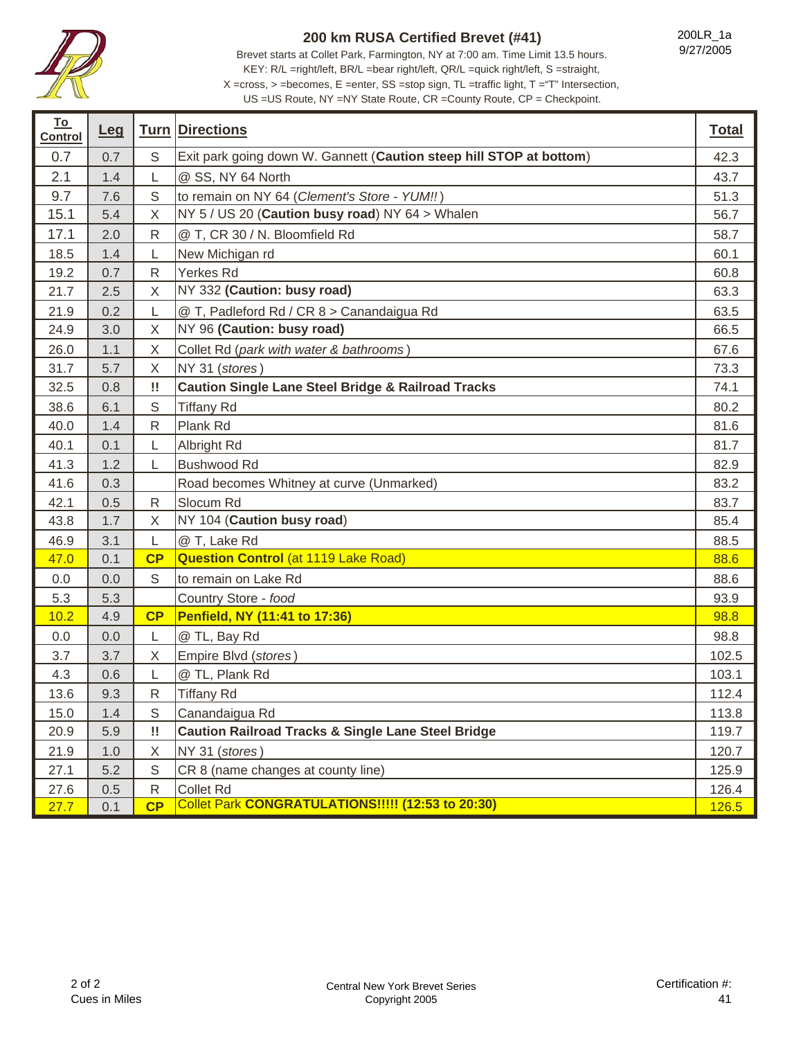# 200 km RUSA Certified Brevet (#41)

200LR_1a
9/27/2005

Brevet starts at Collet Park, Farmington, NY at 7:00 am. Time Limit 13.5 hours.
KEY: R/L =right/left, BR/L =bear right/left, QR/L =quick right/left, S =straight,
X =cross, > =becomes, E =enter, SS =stop sign, TL =traffic light, T ="T" Intersection,
US =US Route, NY =NY State Route, CR =County Route, CP = Checkpoint.

| To Control | Leg | Turn | Directions | Total |
|---|---|---|---|---|
| 0.7 | 0.7 | S | Exit park going down W. Gannett (**Caution steep hill STOP at bottom**) | 42.3 |
| 2.1 | 1.4 | L | @ SS, NY 64 North | 43.7 |
| 9.7 | 7.6 | S | to remain on NY 64 (*Clement's Store - YUM!!*) | 51.3 |
| 15.1 | 5.4 | X | NY 5 / US 20 (**Caution busy road**) NY 64 > Whalen | 56.7 |
| 17.1 | 2.0 | R | @ T, CR 30 / N. Bloomfield Rd | 58.7 |
| 18.5 | 1.4 | L | New Michigan rd | 60.1 |
| 19.2 | 0.7 | R | Yerkes Rd | 60.8 |
| 21.7 | 2.5 | X | NY 332 **(Caution: busy road)** | 63.3 |
| 21.9 | 0.2 | L | @ T, Padleford Rd / CR 8 > Canandaigua Rd | 63.5 |
| 24.9 | 3.0 | X | NY 96 **(Caution: busy road)** | 66.5 |
| 26.0 | 1.1 | X | Collet Rd (*park with water & bathrooms*) | 67.6 |
| 31.7 | 5.7 | X | NY 31 (*stores*) | 73.3 |
| 32.5 | 0.8 | **!!** | **Caution Single Lane Steel Bridge & Railroad Tracks** | 74.1 |
| 38.6 | 6.1 | S | Tiffany Rd | 80.2 |
| 40.0 | 1.4 | R | Plank Rd | 81.6 |
| 40.1 | 0.1 | L | Albright Rd | 81.7 |
| 41.3 | 1.2 | L | Bushwood Rd | 82.9 |
| 41.6 | 0.3 | | Road becomes Whitney at curve (Unmarked) | 83.2 |
| 42.1 | 0.5 | R | Slocum Rd | 83.7 |
| 43.8 | 1.7 | X | NY 104 (**Caution busy road**) | 85.4 |
| 46.9 | 3.1 | L | @ T, Lake Rd | 88.5 |
| 47.0 | 0.1 | **CP** | **Question Control** (at 1119 Lake Road) | 88.6 |
| 0.0 | 0.0 | S | to remain on Lake Rd | 88.6 |
| 5.3 | 5.3 | | Country Store - *food* | 93.9 |
| 10.2 | 4.9 | **CP** | **Penfield, NY (11:41 to 17:36)** | 98.8 |
| 0.0 | 0.0 | L | @ TL, Bay Rd | 98.8 |
| 3.7 | 3.7 | X | Empire Blvd (*stores*) | 102.5 |
| 4.3 | 0.6 | L | @ TL, Plank Rd | 103.1 |
| 13.6 | 9.3 | R | Tiffany Rd | 112.4 |
| 15.0 | 1.4 | S | Canandaigua Rd | 113.8 |
| 20.9 | 5.9 | **!!** | **Caution Railroad Tracks & Single Lane Steel Bridge** | 119.7 |
| 21.9 | 1.0 | X | NY 31 (*stores*) | 120.7 |
| 27.1 | 5.2 | S | CR 8 (name changes at county line) | 125.9 |
| 27.6 | 0.5 | R | Collet Rd | 126.4 |
| 27.7 | 0.1 | **CP** | Collet Park **CONGRATULATIONS!!!!! (12:53 to 20:30)** | 126.5 |

Cues in Miles

Central New York Brevet Series
Copyright 2005

Certification #: 41